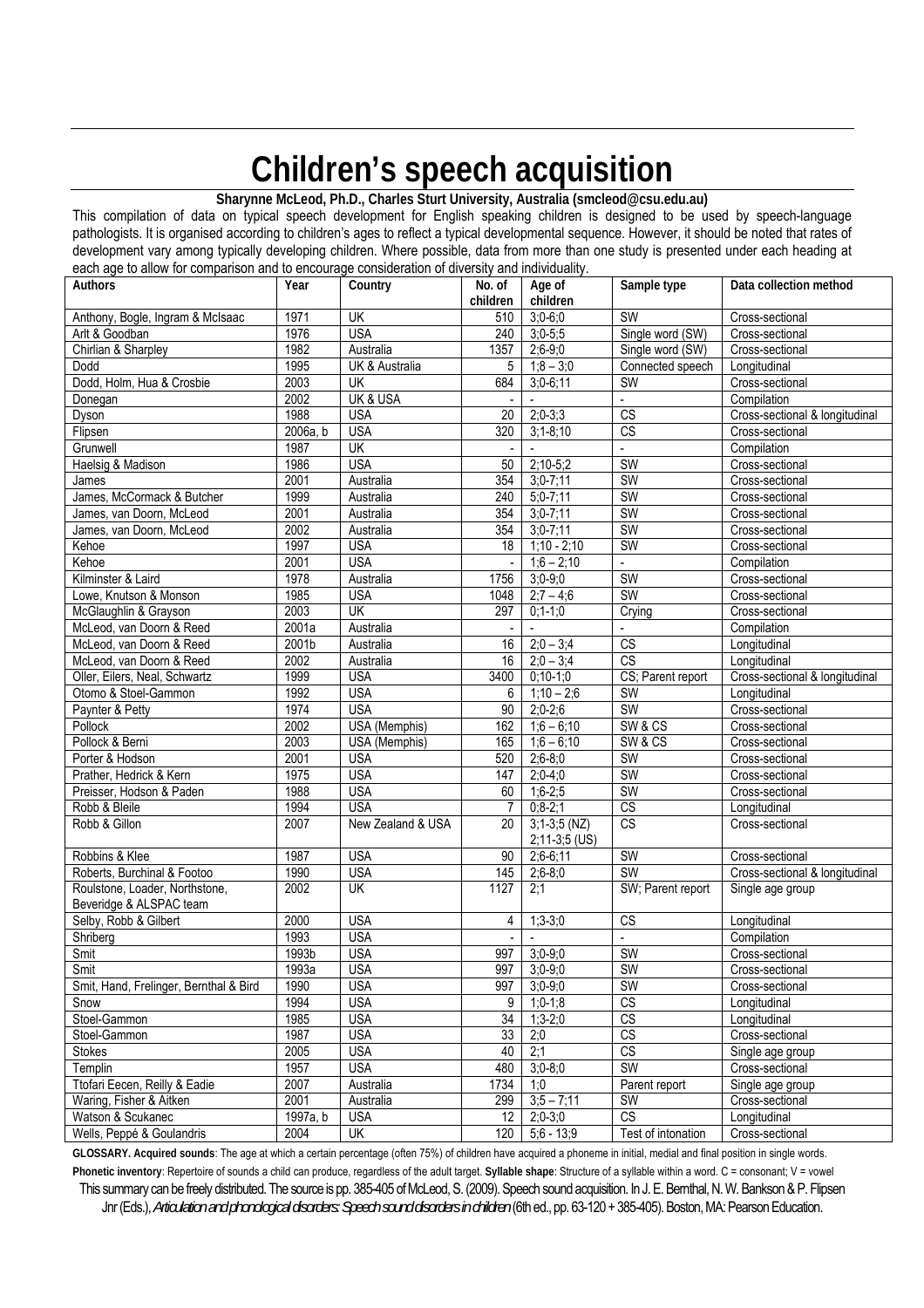# Children's speech acquisition

**Sharynne McLeod, Ph.D., Charles Sturt University, Australia (smcleod@csu.edu.au)**

This compilation of data on typical speech development for English speaking children is designed to be used by speech-language pathologists. It is organised according to children's ages to reflect a typical developmental sequence. However, it should be noted that rates of development vary among typically developing children. Where possible, data from more than one study is presented under each heading at each age to allow for comparison and to encourage consideration of diversity and individuality.

| Authors | Year | Country | No. of children | Age of children | Sample type | Data collection method |
|---|---|---|---|---|---|---|
| Anthony, Bogle, Ingram & McIsaac | 1971 | UK | 510 | 3;0-6;0 | SW | Cross-sectional |
| Arlt & Goodban | 1976 | USA | 240 | 3;0-5;5 | Single word (SW) | Cross-sectional |
| Chirlian & Sharpley | 1982 | Australia | 1357 | 2;6-9;0 | Single word (SW) | Cross-sectional |
| Dodd | 1995 | UK & Australia | 5 | 1;8 – 3;0 | Connected speech | Longitudinal |
| Dodd, Holm, Hua & Crosbie | 2003 | UK | 684 | 3;0-6;11 | SW | Cross-sectional |
| Donegan | 2002 | UK & USA | - | - | - | Compilation |
| Dyson | 1988 | USA | 20 | 2;0-3;3 | CS | Cross-sectional & longitudinal |
| Flipsen | 2006a, b | USA | 320 | 3;1-8;10 | CS | Cross-sectional |
| Grunwell | 1987 | UK | - | - | - | Compilation |
| Haelsig & Madison | 1986 | USA | 50 | 2;10-5;2 | SW | Cross-sectional |
| James | 2001 | Australia | 354 | 3;0-7;11 | SW | Cross-sectional |
| James, McCormack & Butcher | 1999 | Australia | 240 | 5;0-7;11 | SW | Cross-sectional |
| James, van Doorn, McLeod | 2001 | Australia | 354 | 3;0-7;11 | SW | Cross-sectional |
| James, van Doorn, McLeod | 2002 | Australia | 354 | 3;0-7;11 | SW | Cross-sectional |
| Kehoe | 1997 | USA | 18 | 1;10 - 2;10 | SW | Cross-sectional |
| Kehoe | 2001 | USA | - | 1;6 – 2;10 | - | Compilation |
| Kilminster & Laird | 1978 | Australia | 1756 | 3;0-9;0 | SW | Cross-sectional |
| Lowe, Knutson & Monson | 1985 | USA | 1048 | 2;7 – 4;6 | SW | Cross-sectional |
| McGlaughlin & Grayson | 2003 | UK | 297 | 0;1-1;0 | Crying | Cross-sectional |
| McLeod, van Doorn & Reed | 2001a | Australia | - | - | - | Compilation |
| McLeod, van Doorn & Reed | 2001b | Australia | 16 | 2;0 – 3;4 | CS | Longitudinal |
| McLeod, van Doorn & Reed | 2002 | Australia | 16 | 2;0 – 3;4 | CS | Longitudinal |
| Oller, Eilers, Neal, Schwartz | 1999 | USA | 3400 | 0;10-1;0 | CS; Parent report | Cross-sectional & longitudinal |
| Otomo & Stoel-Gammon | 1992 | USA | 6 | 1;10 – 2;6 | SW | Longitudinal |
| Paynter & Petty | 1974 | USA | 90 | 2;0-2;6 | SW | Cross-sectional |
| Pollock | 2002 | USA (Memphis) | 162 | 1;6 – 6;10 | SW & CS | Cross-sectional |
| Pollock & Berni | 2003 | USA (Memphis) | 165 | 1;6 – 6;10 | SW & CS | Cross-sectional |
| Porter & Hodson | 2001 | USA | 520 | 2;6-8;0 | SW | Cross-sectional |
| Prather, Hedrick & Kern | 1975 | USA | 147 | 2;0-4;0 | SW | Cross-sectional |
| Preisser, Hodson & Paden | 1988 | USA | 60 | 1;6-2;5 | SW | Cross-sectional |
| Robb & Bleile | 1994 | USA | 7 | 0;8-2;1 | CS | Longitudinal |
| Robb & Gillon | 2007 | New Zealand & USA | 20 | 3;1-3;5 (NZ) 2;11-3;5 (US) | CS | Cross-sectional |
| Robbins & Klee | 1987 | USA | 90 | 2;6-6;11 | SW | Cross-sectional |
| Roberts, Burchinal & Footoo | 1990 | USA | 145 | 2;6-8;0 | SW | Cross-sectional & longitudinal |
| Roulstone, Loader, Northstone, Beveridge & ALSPAC team | 2002 | UK | 1127 | 2;1 | SW; Parent report | Single age group |
| Selby, Robb & Gilbert | 2000 | USA | 4 | 1;3-3;0 | CS | Longitudinal |
| Shriberg | 1993 | USA | - | - | - | Compilation |
| Smit | 1993b | USA | 997 | 3;0-9;0 | SW | Cross-sectional |
| Smit | 1993a | USA | 997 | 3;0-9;0 | SW | Cross-sectional |
| Smit, Hand, Frelinger, Bernthal & Bird | 1990 | USA | 997 | 3;0-9;0 | SW | Cross-sectional |
| Snow | 1994 | USA | 9 | 1;0-1;8 | CS | Longitudinal |
| Stoel-Gammon | 1985 | USA | 34 | 1;3-2;0 | CS | Longitudinal |
| Stoel-Gammon | 1987 | USA | 33 | 2;0 | CS | Cross-sectional |
| Stokes | 2005 | USA | 40 | 2;1 | CS | Single age group |
| Templin | 1957 | USA | 480 | 3;0-8;0 | SW | Cross-sectional |
| Ttofari Eecen, Reilly & Eadie | 2007 | Australia | 1734 | 1;0 | Parent report | Single age group |
| Waring, Fisher & Aitken | 2001 | Australia | 299 | 3;5 – 7;11 | SW | Cross-sectional |
| Watson & Scukanec | 1997a, b | USA | 12 | 2;0-3;0 | CS | Longitudinal |
| Wells, Peppé & Goulandris | 2004 | UK | 120 | 5;6 - 13;9 | Test of intonation | Cross-sectional |

**GLOSSARY. Acquired sounds**: The age at which a certain percentage (often 75%) of children have acquired a phoneme in initial, medial and final position in single words.
**Phonetic inventory**: Repertoire of sounds a child can produce, regardless of the adult target. **Syllable shape**: Structure of a syllable within a word. C = consonant; V = vowel

This summary can be freely distributed. The source is pp. 385-405 of McLeod, S. (2009). Speech sound acquisition. In J. E. Bernthal, N. W. Bankson & P. Flipsen Jnr (Eds.), *Articulation and phonological disorders: Speech sound disorders in children* (6th ed., pp. 63-120 + 385-405). Boston, MA: Pearson Education.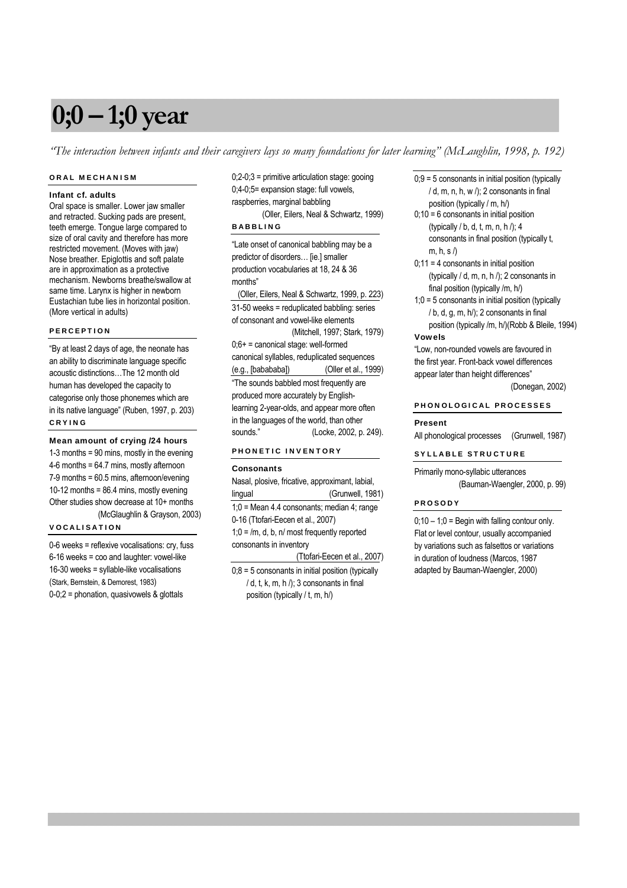# 0;0 – 1;0 year

*"The interaction between infants and their caregivers lays so many foundations for later learning" (McLaughlin, 1998, p. 192)*

## ORAL MECHANISM

### Infant cf. adults

Oral space is smaller. Lower jaw smaller and retracted. Sucking pads are present, teeth emerge. Tongue large compared to size of oral cavity and therefore has more restricted movement. (Moves with jaw) Nose breather. Epiglottis and soft palate are in approximation as a protective mechanism. Newborns breathe/swallow at same time. Larynx is higher in newborn Eustachian tube lies in horizontal position. (More vertical in adults)

## PERCEPTION

"By at least 2 days of age, the neonate has an ability to discriminate language specific acoustic distinctions…The 12 month old human has developed the capacity to categorise only those phonemes which are in its native language" (Ruben, 1997, p. 203)

## CRYING

### Mean amount of crying /24 hours

1-3 months = 90 mins, mostly in the evening
4-6 months = 64.7 mins, mostly afternoon
7-9 months = 60.5 mins, afternoon/evening
10-12 months = 86.4 mins, mostly evening
Other studies show decrease at 10+ months
(McGlaughlin & Grayson, 2003)

## VOCALISATION

0-6 weeks = reflexive vocalisations: cry, fuss
6-16 weeks = coo and laughter: vowel-like
16-30 weeks = syllable-like vocalisations
(Stark, Bernstein, & Demorest, 1983)
0-0;2 = phonation, quasivowels & glottals
0;2-0;3 = primitive articulation stage: gooing
0;4-0;5= expansion stage: full vowels, raspberries, marginal babbling
(Oller, Eilers, Neal & Schwartz, 1999)

## BABBLING

"Late onset of canonical babbling may be a predictor of disorders… [ie.] smaller production vocabularies at 18, 24 & 36 months"
(Oller, Eilers, Neal & Schwartz, 1999, p. 223)

31-50 weeks = reduplicated babbling: series of consonant and vowel-like elements
(Mitchell, 1997; Stark, 1979)

0;6+ = canonical stage: well-formed canonical syllables, reduplicated sequences (e.g., [babababa]) (Oller et al., 1999)

"The sounds babbled most frequently are produced more accurately by English-learning 2-year-olds, and appear more often in the languages of the world, than other sounds." (Locke, 2002, p. 249).

## PHONETIC INVENTORY

### Consonants

Nasal, plosive, fricative, approximant, labial, lingual (Grunwell, 1981)

1;0 = Mean 4.4 consonants; median 4; range 0-16 (Ttofari-Eecen et al., 2007)
1;0 = /m, d, b, n/ most frequently reported consonants in inventory
(Ttofari-Eecen et al., 2007)

0;8 = 5 consonants in initial position (typically / d, t, k, m, h /); 3 consonants in final position (typically / t, m, h/)
0;9 = 5 consonants in initial position (typically / d, m, n, h, w /); 2 consonants in final position (typically / m, h/)
0;10 = 6 consonants in initial position (typically / b, d, t, m, n, h /); 4 consonants in final position (typically t, m, h, s /)
0;11 = 4 consonants in initial position (typically / d, m, n, h /); 2 consonants in final position (typically /m, h/)
1;0 = 5 consonants in initial position (typically / b, d, g, m, h/); 2 consonants in final position (typically /m, h/)(Robb & Bleile, 1994)

### Vowels

"Low, non-rounded vowels are favoured in the first year. Front-back vowel differences appear later than height differences"
(Donegan, 2002)

## PHONOLOGICAL PROCESSES

### Present

All phonological processes (Grunwell, 1987)

## SYLLABLE STRUCTURE

Primarily mono-syllabic utterances
(Bauman-Waengler, 2000, p. 99)

## PROSODY

0;10 – 1;0 = Begin with falling contour only. Flat or level contour, usually accompanied by variations such as falsettos or variations in duration of loudness (Marcos, 1987 adapted by Bauman-Waengler, 2000)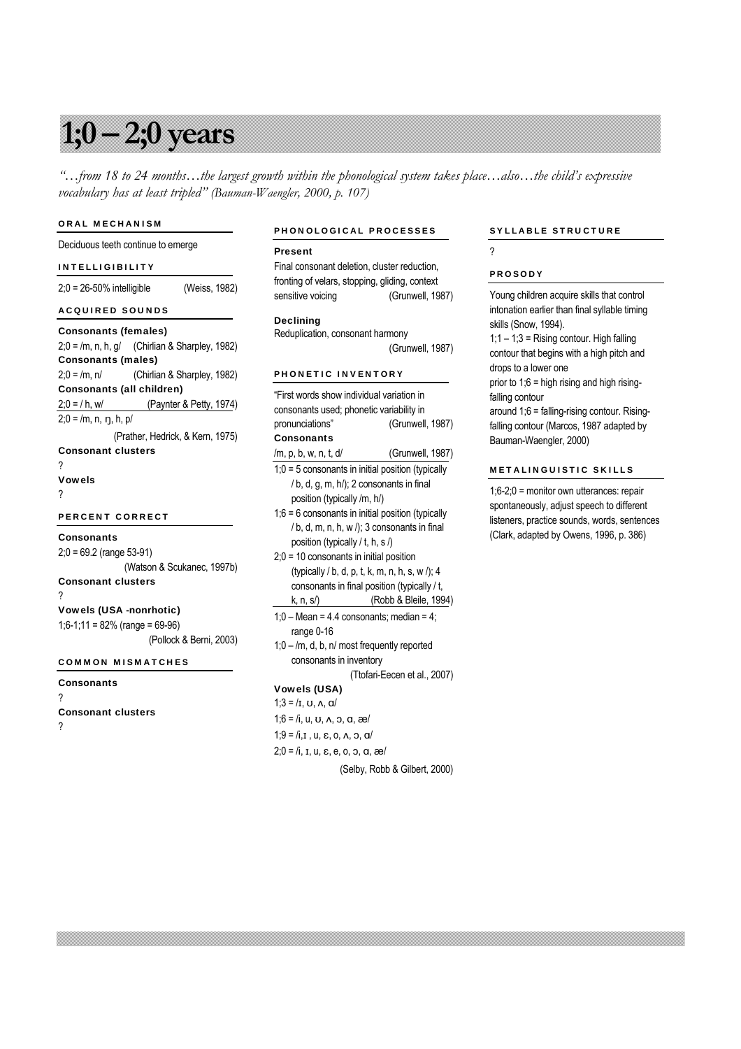# 1;0 – 2;0 years

*"…from 18 to 24 months…the largest growth within the phonological system takes place…also…the child's expressive vocabulary has at least tripled" (Bauman-Waengler, 2000, p. 107)*

## ORAL MECHANISM

Deciduous teeth continue to emerge

## INTELLIGIBILITY

2;0 = 26-50% intelligible (Weiss, 1982)

## ACQUIRED SOUNDS

**Consonants (females)**

2;0 = /m, n, h, g/ (Chirlian & Sharpley, 1982)

**Consonants (males)**

2;0 = /m, n/ (Chirlian & Sharpley, 1982)

**Consonants (all children)**

2;0 = / h, w/ (Paynter & Petty, 1974)

2;0 = /m, n, ŋ, h, p/ (Prather, Hedrick, & Kern, 1975)

**Consonant clusters**

?

**Vowels**

?

## PERCENT CORRECT

**Consonants**

2;0 = 69.2 (range 53-91) (Watson & Scukanec, 1997b)

**Consonant clusters**

?

**Vowels (USA -nonrhotic)**

1;6-1;11 = 82% (range = 69-96) (Pollock & Berni, 2003)

## COMMON MISMATCHES

**Consonants**

?

**Consonant clusters**

?

## PHONOLOGICAL PROCESSES

**Present**

Final consonant deletion, cluster reduction, fronting of velars, stopping, gliding, context sensitive voicing (Grunwell, 1987)

**Declining**

Reduplication, consonant harmony (Grunwell, 1987)

## PHONETIC INVENTORY

"First words show individual variation in consonants used; phonetic variability in pronunciations" (Grunwell, 1987)

**Consonants**

/m, p, b, w, n, t, d/ (Grunwell, 1987)

- 1;0 = 5 consonants in initial position (typically / b, d, g, m, h/); 2 consonants in final position (typically /m, h/)
- 1;6 = 6 consonants in initial position (typically / b, d, m, n, h, w /); 3 consonants in final position (typically / t, h, s /)
- 2;0 = 10 consonants in initial position (typically / b, d, p, t, k, m, n, h, s, w /); 4 consonants in final position (typically / t, k, n, s/) (Robb & Bleile, 1994)

- 1;0 – Mean = 4.4 consonants; median = 4; range 0-16
- 1;0 – /m, d, b, n/ most frequently reported consonants in inventory (Ttofari-Eecen et al., 2007)

**Vowels (USA)**

1;3 = /ɪ, ʊ, ʌ, ɑ/

1;6 = /i, u, ʊ, ʌ, ɔ, ɑ, æ/

1;9 = /i,ɪ , u, ɛ, o, ʌ, ɔ, ɑ/

2;0 = /i, ɪ, u, ɛ, e, o, ɔ, ɑ, æ/

(Selby, Robb & Gilbert, 2000)

## SYLLABLE STRUCTURE

?

## PROSODY

Young children acquire skills that control intonation earlier than final syllable timing skills (Snow, 1994).

1;1 – 1;3 = Rising contour. High falling contour that begins with a high pitch and drops to a lower one

prior to 1;6 = high rising and high rising-falling contour

around 1;6 = falling-rising contour. Rising-falling contour (Marcos, 1987 adapted by Bauman-Waengler, 2000)

## METALINGUISTIC SKILLS

1;6-2;0 = monitor own utterances: repair spontaneously, adjust speech to different listeners, practice sounds, words, sentences (Clark, adapted by Owens, 1996, p. 386)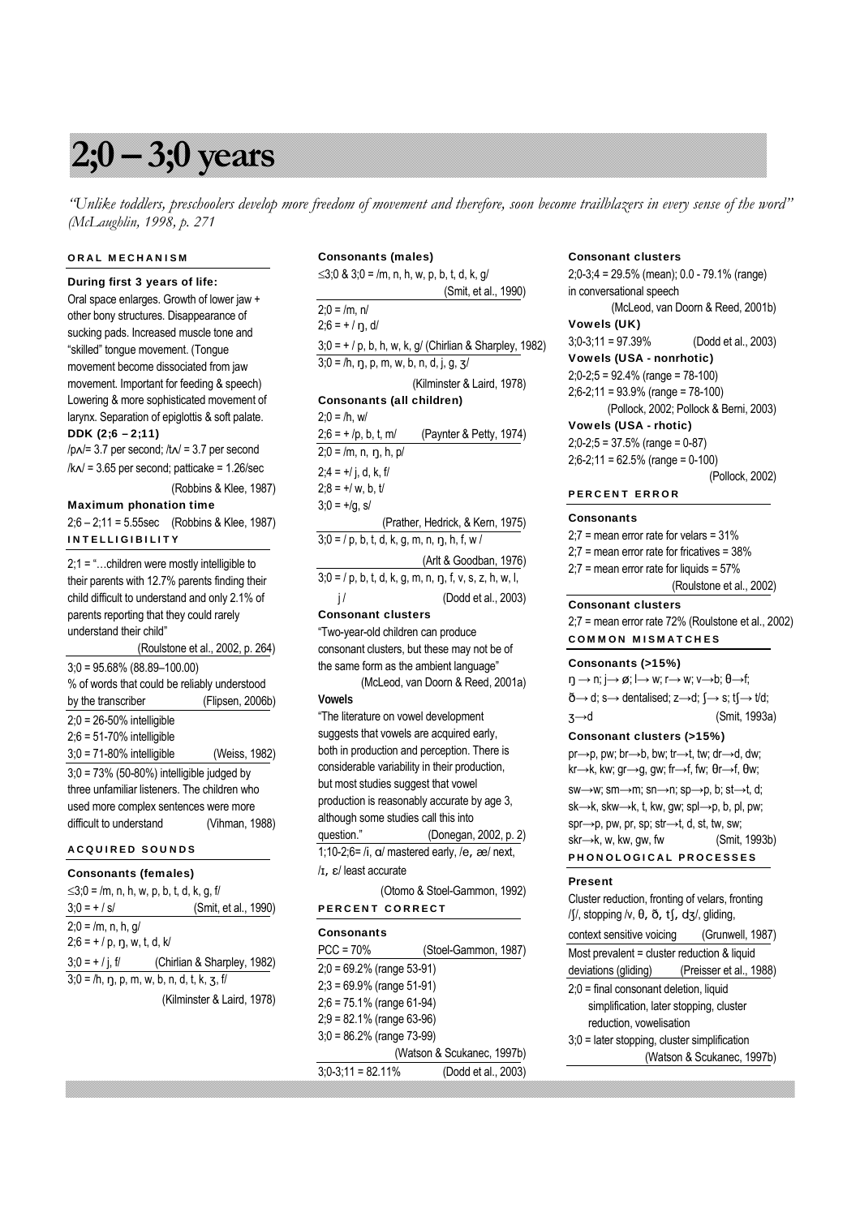# 2;0 – 3;0 years

*"Unlike toddlers, preschoolers develop more freedom of movement and therefore, soon become trailblazers in every sense of the word" (McLaughlin, 1998, p. 271*

## ORAL MECHANISM

### During first 3 years of life:

Oral space enlarges. Growth of lower jaw + other bony structures. Disappearance of sucking pads. Increased muscle tone and "skilled" tongue movement. (Tongue movement become dissociated from jaw movement. Important for feeding & speech) Lowering & more sophisticated movement of larynx. Separation of epiglottis & soft palate.

### DDK (2;6 – 2;11)

/pʌ/= 3.7 per second; /tʌ/ = 3.7 per second

/kʌ/ = 3.65 per second; patticake = 1.26/sec

(Robbins & Klee, 1987)

### Maximum phonation time

2;6 – 2;11 = 5.55sec (Robbins & Klee, 1987)

## INTELLIGIBILITY

2;1 = "…children were mostly intelligible to their parents with 12.7% parents finding their child difficult to understand and only 2.1% of parents reporting that they could rarely understand their child"

(Roulstone et al., 2002, p. 264)

3;0 = 95.68% (88.89–100.00)

% of words that could be reliably understood by the transcriber (Flipsen, 2006b)

2;0 = 26-50% intelligible

2;6 = 51-70% intelligible

3;0 = 71-80% intelligible (Weiss, 1982)

3;0 = 73% (50-80%) intelligible judged by three unfamiliar listeners. The children who used more complex sentences were more difficult to understand (Vihman, 1988)

## ACQUIRED SOUNDS

### Consonants (females)

≤3;0 = /m, n, h, w, p, b, t, d, k, g, f/

3;0 = + / s/ (Smit, et al., 1990)

2;0 = /m, n, h, g/

2;6 = + / p, ŋ, w, t, d, k/

3;0 = + / j, f/ (Chirlian & Sharpley, 1982)

3;0 = /h, ŋ, p, m, w, b, n, d, t, k, ʒ, f/

(Kilminster & Laird, 1978)

### Consonants (males)

≤3;0 & 3;0 = /m, n, h, w, p, b, t, d, k, g/

(Smit, et al., 1990)

2;0 = /m, n/

2;6 = + / ŋ, d/

3;0 = + / p, b, h, w, k, g/ (Chirlian & Sharpley, 1982)

3;0 = /h, ŋ, p, m, w, b, n, d, j, g, ʒ/

(Kilminster & Laird, 1978)

### Consonants (all children)

2;0 = /h, w/

2;6 = + /p, b, t, m/ (Paynter & Petty, 1974)

2;0 = /m, n, ŋ, h, p/

2;4 = +/ j, d, k, f/

2;8 = +/ w, b, t/

3;0 = +/g, s/

(Prather, Hedrick, & Kern, 1975)

3;0 = / p, b, t, d, k, g, m, n, ŋ, h, f, w /

(Arlt & Goodban, 1976)

3;0 = / p, b, t, d, k, g, m, n, ŋ, f, v, s, z, h, w, l, j / (Dodd et al., 2003)

### Consonant clusters

"Two-year-old children can produce consonant clusters, but these may not be of the same form as the ambient language"

(McLeod, van Doorn & Reed, 2001a)

### Vowels

"The literature on vowel development suggests that vowels are acquired early, both in production and perception. There is considerable variability in their production, but most studies suggest that vowel production is reasonably accurate by age 3, although some studies call this into question." (Donegan, 2002, p. 2)

1;10-2;6= /i, ɑ/ mastered early, /e, æ/ next, /ɪ, ɛ/ least accurate

(Otomo & Stoel-Gammon, 1992)

## PERCENT CORRECT

### Consonants

PCC = 70% (Stoel-Gammon, 1987)

2;0 = 69.2% (range 53-91)

2;3 = 69.9% (range 51-91)

2;6 = 75.1% (range 61-94)

2;9 = 82.1% (range 63-96)

3;0 = 86.2% (range 73-99)

(Watson & Scukanec, 1997b)

3;0-3;11 = 82.11% (Dodd et al., 2003)

### Consonant clusters

2;0-3;4 = 29.5% (mean); 0.0 - 79.1% (range) in conversational speech

(McLeod, van Doorn & Reed, 2001b)

### Vowels (UK)

3;0-3;11 = 97.39% (Dodd et al., 2003)

### Vowels (USA - nonrhotic)

2;0-2;5 = 92.4% (range = 78-100)

2;6-2;11 = 93.9% (range = 78-100)

(Pollock, 2002; Pollock & Berni, 2003)

### Vowels (USA - rhotic)

2;0-2;5 = 37.5% (range = 0-87)

2;6-2;11 = 62.5% (range = 0-100)

(Pollock, 2002)

## PERCENT ERROR

### Consonants

2;7 = mean error rate for velars = 31%

2;7 = mean error rate for fricatives = 38%

2;7 = mean error rate for liquids = 57%

(Roulstone et al., 2002)

### Consonant clusters

2;7 = mean error rate 72% (Roulstone et al., 2002)

## COMMON MISMATCHES

### Consonants (>15%)

ŋ → n; j→ ø; l→ w; r→ w; v→b; θ→f; ð→ d; s→ dentalised; z→d; ʃ→ s; tʃ→ t/d; ʒ→d (Smit, 1993a)

### Consonant clusters (>15%)

pr→p, pw; br→b, bw; tr→t, tw; dr→d, dw; kr→k, kw; gr→g, gw; fr→f, fw; θr→f, θw; sw→w; sm→m; sn→n; sp→p, b; st→t, d; sk→k, skw→k, t, kw, gw; spl→p, b, pl, pw; spr→p, pw, pr, sp; str→t, d, st, tw, sw; skr→k, w, kw, gw, fw (Smit, 1993b)

## PHONOLOGICAL PROCESSES

### Present

Cluster reduction, fronting of velars, fronting /ʃ/, stopping /v, θ, ð, tʃ, dʒ/, gliding, context sensitive voicing (Grunwell, 1987)

Most prevalent = cluster reduction & liquid deviations (gliding) (Preisser et al., 1988)

2;0 = final consonant deletion, liquid simplification, later stopping, cluster reduction, vowelisation

3;0 = later stopping, cluster simplification

(Watson & Scukanec, 1997b)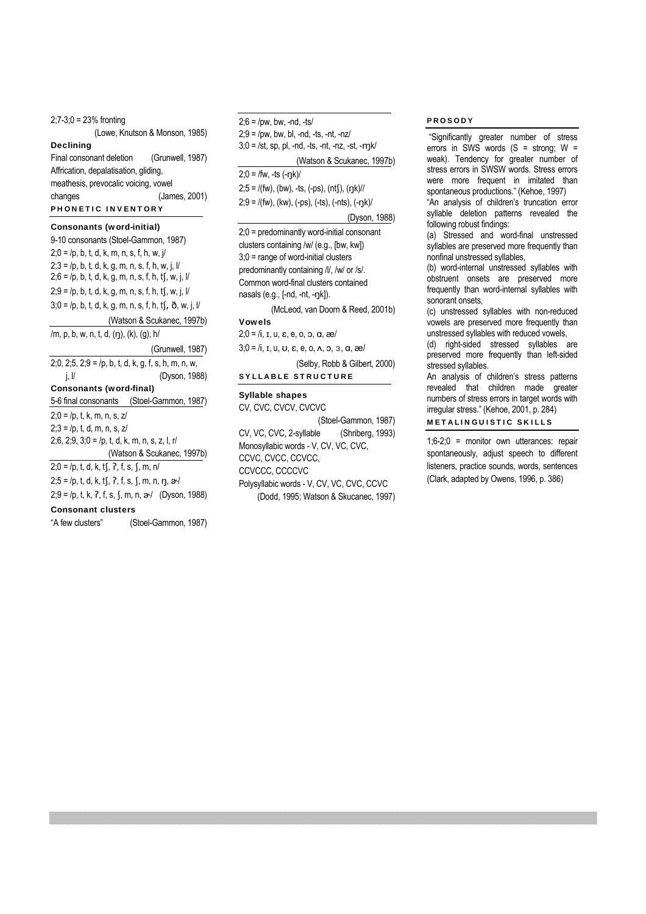2;7-3;0 = 23% fronting

(Lowe, Knutson & Monson, 1985)

**Declining**

Final consonant deletion (Grunwell, 1987)

Affrication, depalatisation, gliding, meathesis, prevocalic voicing, vowel changes (James, 2001)

## PHONETIC INVENTORY

### Consonants (word-initial)

9-10 consonants (Stoel-Gammon, 1987)

2;0 = /p, b, t, d, k, m, n, s, f, h, w, j/

2;3 = /p, b, t, d, k, g, m, n, s, f, h, w, j, l/

2;6 = /p, b, t, d, k, g, m, n, s, f, h, tʃ, w, j, l/

2;9 = /p, b, t, d, k, g, m, n, s, f, h, tʃ, w, j, l/

3;0 = /p, b, t, d, k, g, m, n, s, f, h, tʃ, ð, w, j, l/

(Watson & Scukanec, 1997b)

/m, p, b, w, n, t, d, (ŋ), (k), (g), h/

(Grunwell, 1987)

2;0, 2;5, 2;9 = /p, b, t, d, k, g, f, s, h, m, n, w, j, l/ (Dyson, 1988)

### Consonants (word-final)

5-6 final consonants (Stoel-Gammon, 1987)

2;0 = /p, t, k, m, n, s, z/

2;3 = /p, t, d, m, n, s, z/

2;6, 2;9, 3;0 = /p, t, d, k, m, n, s, z, l, r/

(Watson & Scukanec, 1997b)

2;0 = /p, t, d, k, tʃ, ʔ, f, s, ʃ, m, n/

2;5 = /p, t, d, k, tʃ, ʔ, f, s, ʃ, m, n, ŋ, ɚ/

2;9 = /p, t, k, ʔ, f, s, ʃ, m, n, ɚ/ (Dyson, 1988)

### Consonant clusters

"A few clusters" (Stoel-Gammon, 1987)

2;6 = /pw, bw, -nd, -ts/

2;9 = /pw, bw, bl, -nd, -ts, -nt, -nz/

3;0 = /st, sp, pl, -nd, -ts, -nt, -nz, -st, -ŋk/

(Watson & Scukanec, 1997b)

2;0 = /fw, -ts (-ŋk)/

2;5 = /(fw), (bw), -ts, (-ps), (ntʃ), (ŋk)//

2;9 = /(fw), (kw), (-ps), (-ts), (-nts), (-ŋk)/

(Dyson, 1988)

2;0 = predominantly word-initial consonant clusters containing /w/ (e.g., [bw, kw])

3;0 = range of word-initial clusters predominantly containing /l/, /w/ or /s/. Common word-final clusters contained nasals (e.g., [-nd, -nt, -ŋk]).

(McLeod, van Doorn & Reed, 2001b)

### Vowels

2;0 = /i, ɪ, u, ɛ, e, o, ɔ, ɑ, æ/

3;0 = /i, ɪ, u, ʊ, ɛ, e, o, ʌ, ɔ, ɜ, ɑ, æ/

(Selby, Robb & Gilbert, 2000)

## SYLLABLE STRUCTURE

### Syllable shapes

CV, CVC, CVCV, CVCVC

(Stoel-Gammon, 1987)

CV, VC, CVC, 2-syllable (Shriberg, 1993)

Monosyllabic words - V, CV, VC, CVC, CCVC, CVCC, CCVCC, CCVCCC, CCCCVC

Polysyllabic words - V, CV, VC, CVC, CCVC

(Dodd, 1995; Watson & Skucanec, 1997)

## PROSODY

"Significantly greater number of stress errors in SWS words (S = strong; W = weak). Tendency for greater number of stress errors in SWSW words. Stress errors were more frequent in imitated than spontaneous productions." (Kehoe, 1997)

"An analysis of children's truncation error syllable deletion patterns revealed the following robust findings:

(a) Stressed and word-final unstressed syllables are preserved more frequently than nonfinal unstressed syllables,

(b) word-internal unstressed syllables with obstruent onsets are preserved more frequently than word-internal syllables with sonorant onsets,

(c) unstressed syllables with non-reduced vowels are preserved more frequently than unstressed syllables with reduced vowels,

(d) right-sided stressed syllables are preserved more frequently than left-sided stressed syllables.

An analysis of children's stress patterns revealed that children made greater numbers of stress errors in target words with irregular stress." (Kehoe, 2001, p. 284)

## METALINGUISTIC SKILLS

1;6-2;0 = monitor own utterances: repair spontaneously, adjust speech to different listeners, practice sounds, words, sentences (Clark, adapted by Owens, 1996, p. 386)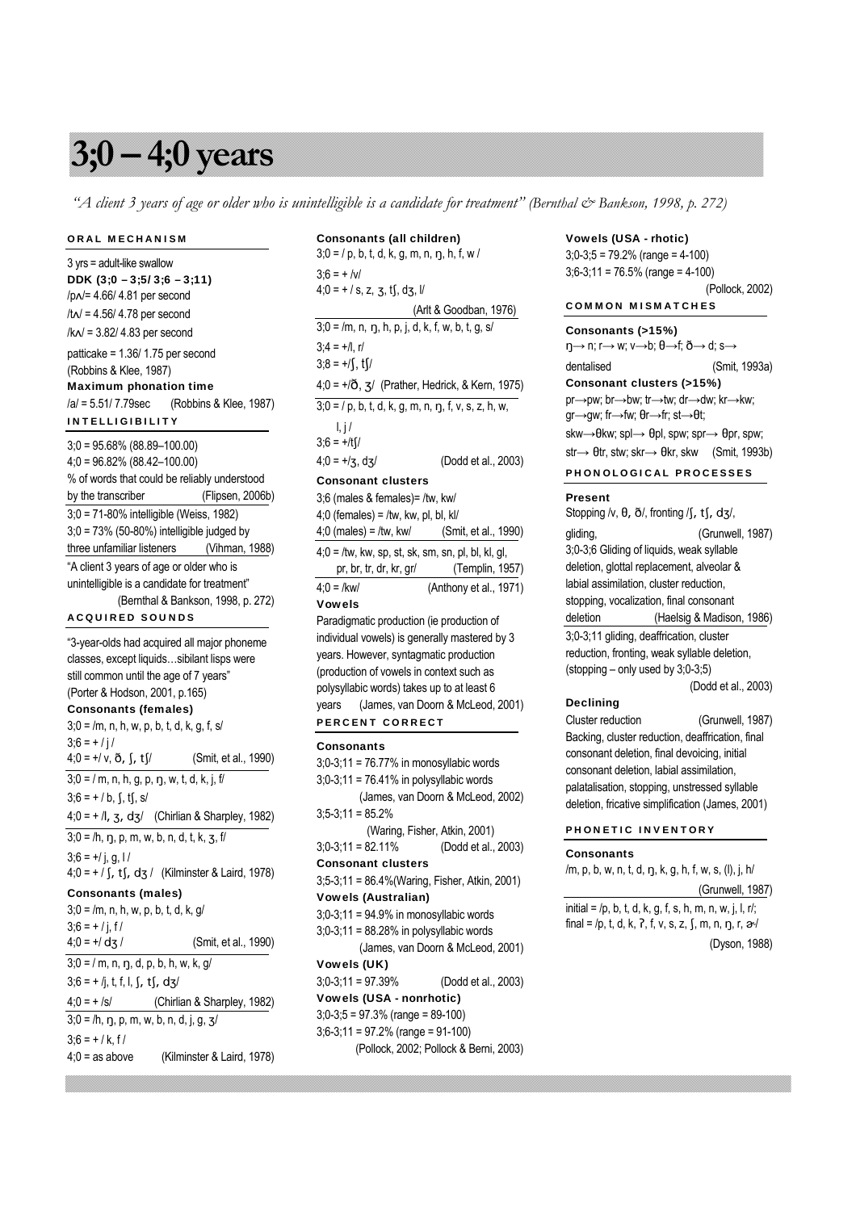# 3;0 – 4;0 years

*"A client 3 years of age or older who is unintelligible is a candidate for treatment" (Bernthal & Bankson, 1998, p. 272)*

## ORAL MECHANISM

3 yrs = adult-like swallow

**DDK (3;0 – 3;5/ 3;6 – 3;11)**

/pʌ/= 4.66/ 4.81 per second

/tʌ/ = 4.56/ 4.78 per second

/kʌ/ = 3.82/ 4.83 per second

patticake = 1.36/ 1.75 per second

(Robbins & Klee, 1987)

**Maximum phonation time**

/a/ = 5.51/ 7.79sec (Robbins & Klee, 1987)

## INTELLIGIBILITY

3;0 = 95.68% (88.89–100.00)

4;0 = 96.82% (88.42–100.00)

% of words that could be reliably understood by the transcriber (Flipsen, 2006b)

3;0 = 71-80% intelligible (Weiss, 1982)

3;0 = 73% (50-80%) intelligible judged by three unfamiliar listeners (Vihman, 1988)

"A client 3 years of age or older who is unintelligible is a candidate for treatment" (Bernthal & Bankson, 1998, p. 272)

## ACQUIRED SOUNDS

"3-year-olds had acquired all major phoneme classes, except liquids…sibilant lisps were still common until the age of 7 years" (Porter & Hodson, 2001, p.165)

**Consonants (females)**

3;0 = /m, n, h, w, p, b, t, d, k, g, f, s/

3;6 = + / j /

4;0 = +/ v, ð, ʃ, tʃ/ (Smit, et al., 1990)

3;0 = / m, n, h, g, p, ŋ, w, t, d, k, j, f/

3;6 = + / b, ʃ, tʃ, s/

4;0 = + /l, ʒ, dʒ/ (Chirlian & Sharpley, 1982)

3;0 = /h, ŋ, p, m, w, b, n, d, t, k, ʒ, f/

3;6 = +/ j, g, l /

4;0 = + / ʃ, tʃ, dʒ / (Kilminster & Laird, 1978)

**Consonants (males)**

3;0 = /m, n, h, w, p, b, t, d, k, g/

3;6 = + / j, f /

4;0 = +/ dʒ / (Smit, et al., 1990)

3;0 = / m, n, ŋ, d, p, b, h, w, k, g/

3;6 = + /j, t, f, l, ʃ, tʃ, dʒ/

4;0 = + /s/ (Chirlian & Sharpley, 1982)

3;0 = /h, ŋ, p, m, w, b, n, d, j, g, ʒ/

3;6 = + / k, f /

4;0 = as above (Kilminster & Laird, 1978)

**Consonants (all children)**

3;0 = / p, b, t, d, k, g, m, n, ŋ, h, f, w /

3;6 = + /v/

4;0 = + / s, z, ʒ, tʃ, dʒ, l/ (Arlt & Goodban, 1976)

3;0 = /m, n, ŋ, h, p, j, d, k, f, w, b, t, g, s/

3;4 = +/l, r/

3;8 = +/ʃ, tʃ/

4;0 = +/ð, ʒ/ (Prather, Hedrick, & Kern, 1975)

3;0 = / p, b, t, d, k, g, m, n, ŋ, f, v, s, z, h, w, l, j /

3;6 = +/tʃ/

4;0 = +/ʒ, dʒ/ (Dodd et al., 2003)

**Consonant clusters**

3;6 (males & females)= /tw, kw/

4;0 (females) = /tw, kw, pl, bl, kl/

4;0 (males) = /tw, kw/ (Smit, et al., 1990)

4;0 = /tw, kw, sp, st, sk, sm, sn, pl, bl, kl, gl, pr, br, tr, dr, kr, gr/ (Templin, 1957)

4;0 = /kw/ (Anthony et al., 1971)

**Vowels**

Paradigmatic production (ie production of individual vowels) is generally mastered by 3 years. However, syntagmatic production (production of vowels in context such as polysyllabic words) takes up to at least 6 years (James, van Doorn & McLeod, 2001)

## PERCENT CORRECT

**Consonants**

3;0-3;11 = 76.77% in monosyllabic words

3;0-3;11 = 76.41% in polysyllabic words

(James, van Doorn & McLeod, 2002)

3;5-3;11 = 85.2%

(Waring, Fisher, Atkin, 2001)

3;0-3;11 = 82.11% (Dodd et al., 2003)

**Consonant clusters**

3;5-3;11 = 86.4%(Waring, Fisher, Atkin, 2001)

**Vowels (Australian)**

3;0-3;11 = 94.9% in monosyllabic words

3;0-3;11 = 88.28% in polysyllabic words

(James, van Doorn & McLeod, 2001)

**Vowels (UK)**

3;0-3;11 = 97.39% (Dodd et al., 2003)

**Vowels (USA - nonrhotic)**

3;0-3;5 = 97.3% (range = 89-100)

3;6-3;11 = 97.2% (range = 91-100)

(Pollock, 2002; Pollock & Berni, 2003)

**Vowels (USA - rhotic)**

3;0-3;5 = 79.2% (range = 4-100)

3;6-3;11 = 76.5% (range = 4-100)

(Pollock, 2002)

## COMMON MISMATCHES

**Consonants (>15%)**

ŋ→ n; r→ w; v→b; θ→f; ð→ d; s→ dentalised (Smit, 1993a)

**Consonant clusters (>15%)**

pr→pw; br→bw; tr→tw; dr→dw; kr→kw; gr→gw; fr→fw; θr→fr; st→θt;

skw→θkw; spl→ θpl, spw; spr→ θpr, spw; str→ θtr, stw; skr→ θkr, skw (Smit, 1993b)

## PHONOLOGICAL PROCESSES

**Present**

Stopping /v, θ, ð/, fronting /ʃ, tʃ, dʒ/, gliding, (Grunwell, 1987)

3;0-3;6 Gliding of liquids, weak syllable deletion, glottal replacement, alveolar & labial assimilation, cluster reduction, stopping, vocalization, final consonant deletion (Haelsig & Madison, 1986)

3;0-3;11 gliding, deaffrication, cluster reduction, fronting, weak syllable deletion, (stopping – only used by 3;0-3;5)

(Dodd et al., 2003)

**Declining**

Cluster reduction (Grunwell, 1987)

Backing, cluster reduction, deaffrication, final consonant deletion, final devoicing, initial consonant deletion, labial assimilation, palatalisation, stopping, unstressed syllable deletion, fricative simplification (James, 2001)

## PHONETIC INVENTORY

**Consonants**

/m, p, b, w, n, t, d, ŋ, k, g, h, f, w, s, (l), j, h/

(Grunwell, 1987)

initial = /p, b, t, d, k, g, f, s, h, m, n, w, j, l, r/;

final = /p, t, d, k, ʔ, f, v, s, z, ʃ, m, n, ŋ, r, ɚ/

(Dyson, 1988)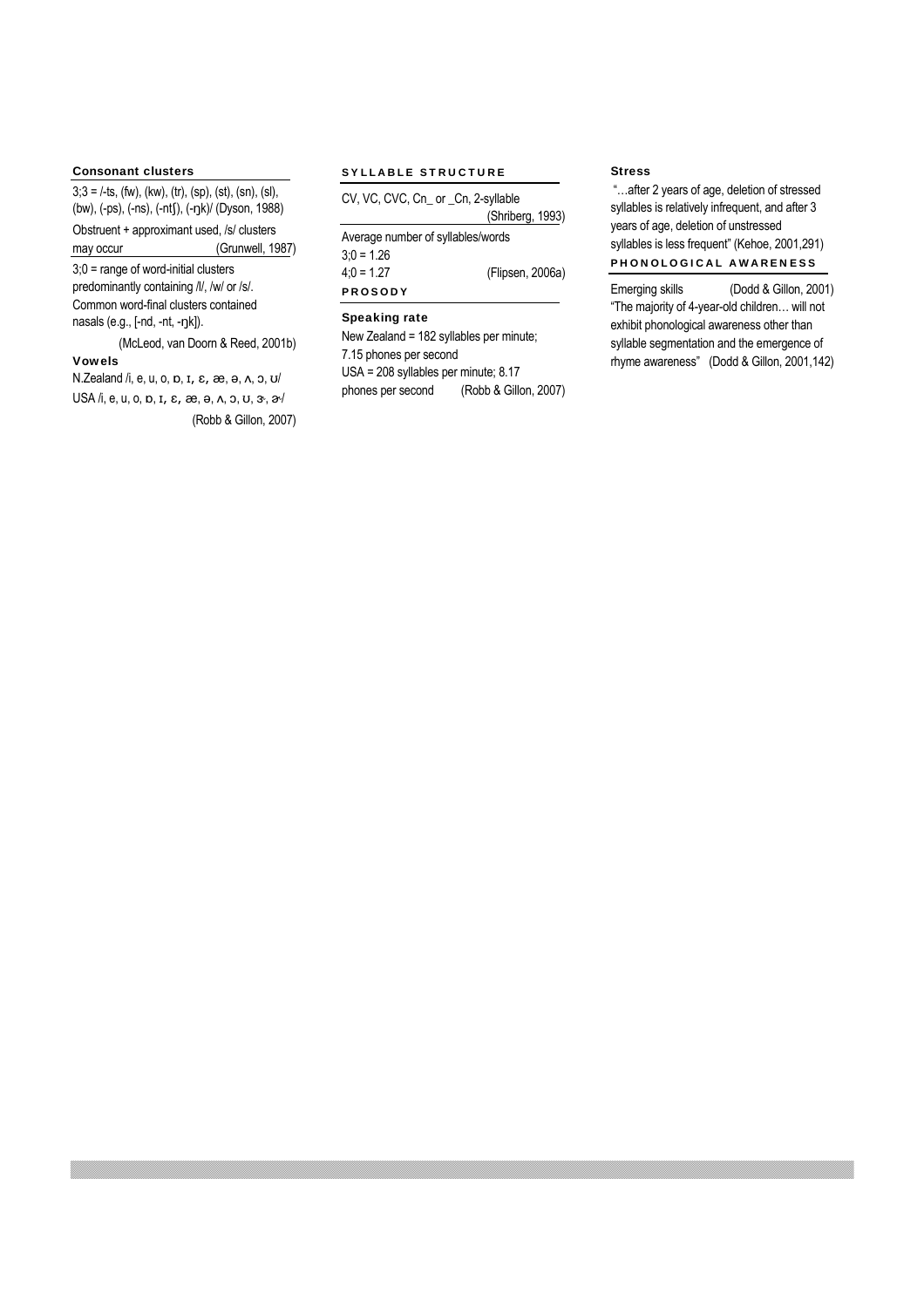### Consonant clusters

3;3 = /-ts, (fw), (kw), (tr), (sp), (st), (sn), (sl), (bw), (-ps), (-ns), (-ntʃ), (-ŋk)/ (Dyson, 1988)

Obstruent + approximant used, /s/ clusters may occur (Grunwell, 1987)

3;0 = range of word-initial clusters predominantly containing /l/, /w/ or /s/. Common word-final clusters contained nasals (e.g., [-nd, -nt, -ŋk]).

(McLeod, van Doorn & Reed, 2001b)

### Vowels

N.Zealand /i, e, u, o, ɒ, ɪ, ɛ, æ, ə, ʌ, ɔ, ʊ/

USA /i, e, u, o, ɒ, ɪ, ɛ, æ, ə, ʌ, ɔ, ʊ, ɝ, ɚ/

(Robb & Gillon, 2007)

## SYLLABLE STRUCTURE

CV, VC, CVC, Cn_ or _Cn, 2-syllable (Shriberg, 1993)

Average number of syllables/words

3;0 = 1.26

4;0 = 1.27 (Flipsen, 2006a)

## PROSODY

### Speaking rate

New Zealand = 182 syllables per minute; 7.15 phones per second

USA = 208 syllables per minute; 8.17 phones per second (Robb & Gillon, 2007)

### Stress

"…after 2 years of age, deletion of stressed syllables is relatively infrequent, and after 3 years of age, deletion of unstressed syllables is less frequent" (Kehoe, 2001,291)

## PHONOLOGICAL AWARENESS

Emerging skills (Dodd & Gillon, 2001)

"The majority of 4-year-old children… will not exhibit phonological awareness other than syllable segmentation and the emergence of rhyme awareness" (Dodd & Gillon, 2001,142)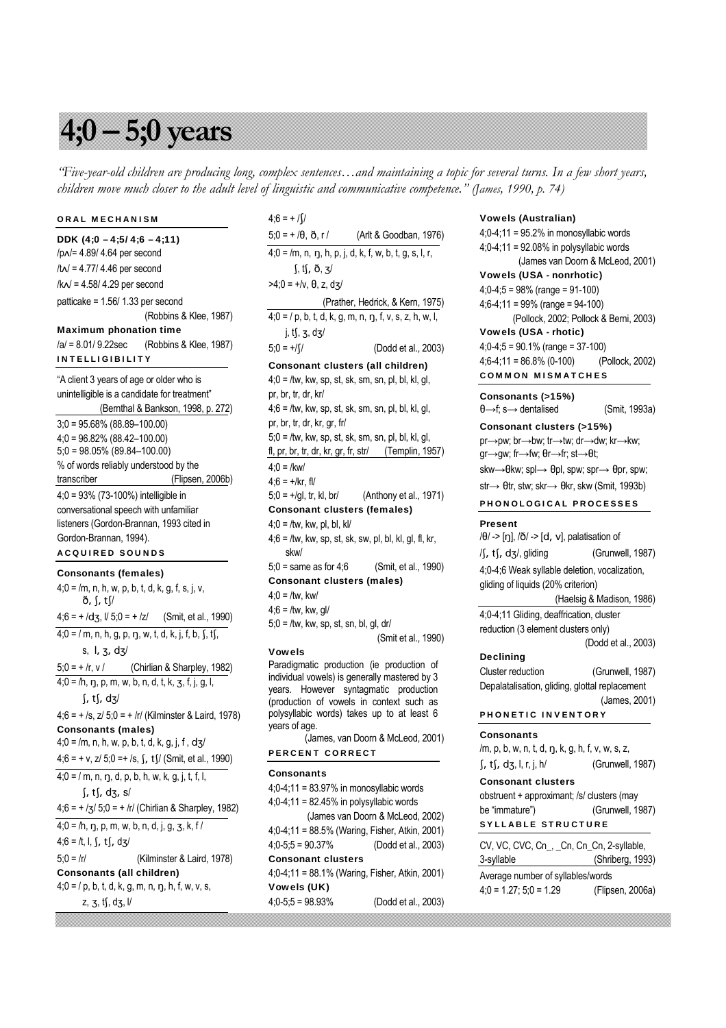# 4;0 – 5;0 years

*"Five-year-old children are producing long, complex sentences…and maintaining a topic for several turns. In a few short years, children move much closer to the adult level of linguistic and communicative competence." (James, 1990, p. 74)*

## ORAL MECHANISM

**DDK (4;0 – 4;5/ 4;6 – 4;11)**

/pʌ/= 4.89/ 4.64 per second

/tʌ/ = 4.77/ 4.46 per second

/kʌ/ = 4.58/ 4.29 per second

patticake = 1.56/ 1.33 per second (Robbins & Klee, 1987)

**Maximum phonation time**

/a/ = 8.01/ 9.22sec (Robbins & Klee, 1987)

## INTELLIGIBILITY

"A client 3 years of age or older who is unintelligible is a candidate for treatment" (Bernthal & Bankson, 1998, p. 272)

3;0 = 95.68% (88.89–100.00)
4;0 = 96.82% (88.42–100.00)
5;0 = 98.05% (89.84–100.00)
% of words reliably understood by the transcriber (Flipsen, 2006b)

4;0 = 93% (73-100%) intelligible in conversational speech with unfamiliar listeners (Gordon-Brannan, 1993 cited in Gordon-Brannan, 1994).

## ACQUIRED SOUNDS

**Consonants (females)**

4;0 = /m, n, h, w, p, b, t, d, k, g, f, s, j, v, ð, ʃ, tʃ/
4;6 = + /dʒ, l/ 5;0 = + /z/ (Smit, et al., 1990)

4;0 = / m, n, h, g, p, ŋ, w, t, d, k, j, f, b, ʃ, tʃ, s, l, ʒ, dʒ/
5;0 = + /r, v / (Chirlian & Sharpley, 1982)

4;0 = /h, ŋ, p, m, w, b, n, d, t, k, ʒ, f, j, g, l, ʃ, tʃ, dʒ/
4;6 = + /s, z/ 5;0 = + /r/ (Kilminster & Laird, 1978)

**Consonants (males)**

4;0 = /m, n, h, w, p, b, t, d, k, g, j, f , dʒ/
4;6 = + v, z/ 5;0 =+ /s, ʃ, tʃ/ (Smit, et al., 1990)

4;0 = / m, n, ŋ, d, p, b, h, w, k, g, j, t, f, l, ʃ, tʃ, dʒ, s/
4;6 = + /ʒ/ 5;0 = + /r/ (Chirlian & Sharpley, 1982)

4;0 = /h, ŋ, p, m, w, b, n, d, j, g, ʒ, k, f /
4;6 = /t, l, ʃ, tʃ, dʒ/
5;0 = /r/ (Kilminster & Laird, 1978)

**Consonants (all children)**

4;0 = / p, b, t, d, k, g, m, n, ŋ, h, f, w, v, s, z, ʒ, tʃ, dʒ, l/
4;6 = + /ʃ/
5;0 = + /θ, ð, r / (Arlt & Goodban, 1976)

4;0 = /m, n, ŋ, h, p, j, d, k, f, w, b, t, g, s, l, r, ʃ, tʃ, ð, ʒ/
>4;0 = +/v, θ, z, dʒ/ (Prather, Hedrick, & Kern, 1975)

4;0 = / p, b, t, d, k, g, m, n, ŋ, f, v, s, z, h, w, l, j, tʃ, ʒ, dʒ/
5;0 = +/ʃ/ (Dodd et al., 2003)

**Consonant clusters (all children)**

4;0 = /tw, kw, sp, st, sk, sm, sn, pl, bl, kl, gl, pr, br, tr, dr, kr/
4;6 = /tw, kw, sp, st, sk, sm, sn, pl, bl, kl, gl, pr, br, tr, dr, kr, gr, fr/
5;0 = /tw, kw, sp, st, sk, sm, sn, pl, bl, kl, gl, fl, pr, br, tr, dr, kr, gr, fr, str/ (Templin, 1957)

4;0 = /kw/
4;6 = +/kr, fl/
5;0 = +/gl, tr, kl, br/ (Anthony et al., 1971)

**Consonant clusters (females)**

4;0 = /tw, kw, pl, bl, kl/
4;6 = /tw, kw, sp, st, sk, sw, pl, bl, kl, gl, fl, kr, skw/
5;0 = same as for 4;6 (Smit, et al., 1990)

**Consonant clusters (males)**

4;0 = /tw, kw/
4;6 = /tw, kw, gl/
5;0 = /tw, kw, sp, st, sn, bl, gl, dr/ (Smit et al., 1990)

**Vowels**

Paradigmatic production (ie production of individual vowels) is generally mastered by 3 years. However syntagmatic production (production of vowels in context such as polysyllabic words) takes up to at least 6 years of age. (James, van Doorn & McLeod, 2001)

## PERCENT CORRECT

**Consonants**

4;0-4;11 = 83.97% in monosyllabic words
4;0-4;11 = 82.45% in polysyllabic words (James van Doorn & McLeod, 2002)
4;0-4;11 = 88.5% (Waring, Fisher, Atkin, 2001)
4;0-5;5 = 90.37% (Dodd et al., 2003)

**Consonant clusters**

4;0-4;11 = 88.1% (Waring, Fisher, Atkin, 2001)

**Vowels (UK)**

4;0-5;5 = 98.93% (Dodd et al., 2003)

**Vowels (Australian)**

4;0-4;11 = 95.2% in monosyllabic words
4;0-4;11 = 92.08% in polysyllabic words (James van Doorn & McLeod, 2001)

**Vowels (USA - nonrhotic)**

4;0-4;5 = 98% (range = 91-100)
4;6-4;11 = 99% (range = 94-100) (Pollock, 2002; Pollock & Berni, 2003)

**Vowels (USA - rhotic)**

4;0-4;5 = 90.1% (range = 37-100)
4;6-4;11 = 86.8% (0-100) (Pollock, 2002)

## COMMON MISMATCHES

**Consonants (>15%)**

θ→f; s→ dentalised (Smit, 1993a)

**Consonant clusters (>15%)**

pr→pw; br→bw; tr→tw; dr→dw; kr→kw; gr→gw; fr→fw; θr→fr; st→θt; skw→θkw; spl→ θpl, spw; spr→ θpr, spw; str→ θtr, stw; skr→ θkr, skw (Smit, 1993b)

## PHONOLOGICAL PROCESSES

**Present**

/θ/ -> [ŋ], /ð/ -> [d, v], palatisation of /ʃ, tʃ, dʒ/, gliding (Grunwell, 1987)

4;0-4;6 Weak syllable deletion, vocalization, gliding of liquids (20% criterion) (Haelsig & Madison, 1986)

4;0-4;11 Gliding, deaffrication, cluster reduction (3 element clusters only) (Dodd et al., 2003)

**Declining**

Cluster reduction (Grunwell, 1987)

Depalatalisation, gliding, glottal replacement (James, 2001)

## PHONETIC INVENTORY

**Consonants**

/m, p, b, w, n, t, d, ŋ, k, g, h, f, v, w, s, z, ʃ, tʃ, dʒ, l, r, j, h/ (Grunwell, 1987)

**Consonant clusters**

obstruent + approximant; /s/ clusters (may be "immature") (Grunwell, 1987)

## SYLLABLE STRUCTURE

CV, VC, CVC, Cn_, _Cn, Cn_Cn, 2-syllable, 3-syllable (Shriberg, 1993)

Average number of syllables/words
4;0 = 1.27; 5;0 = 1.29 (Flipsen, 2006a)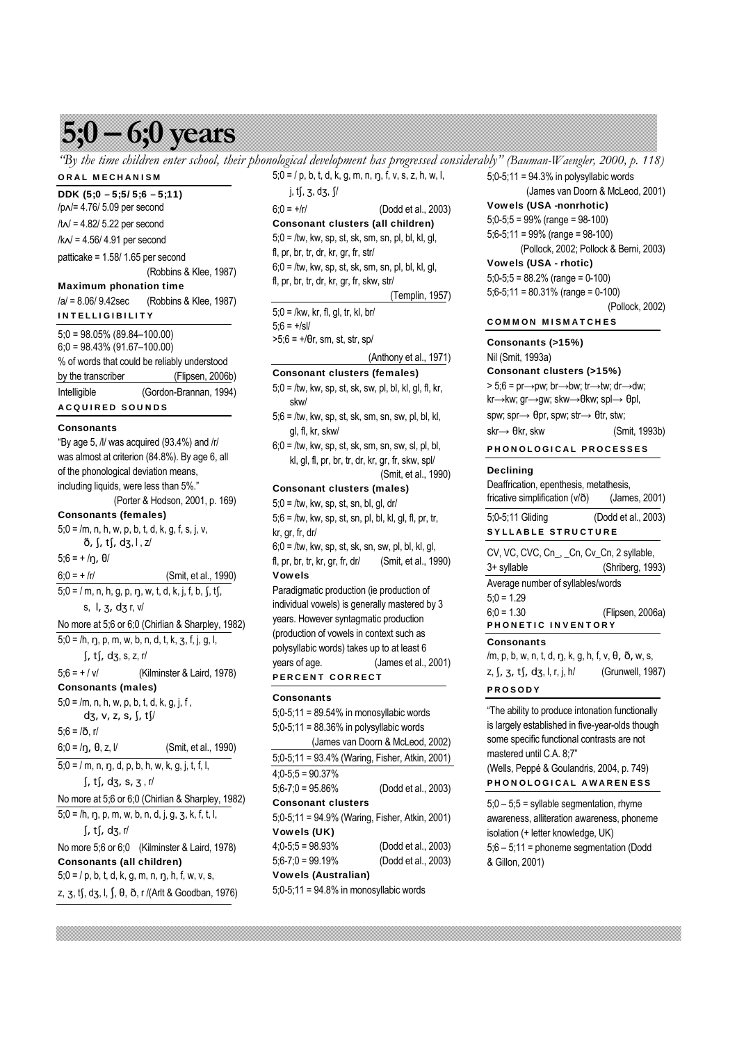# 5;0 – 6;0 years

*"By the time children enter school, their phonological development has progressed considerably" (Bauman-Waengler, 2000, p. 118)*

## ORAL MECHANISM

**DDK (5;0 – 5;5/ 5;6 – 5;11)**

/pʌ/= 4.76/ 5.09 per second

/tʌ/ = 4.82/ 5.22 per second

/kʌ/ = 4.56/ 4.91 per second

patticake = 1.58/ 1.65 per second

(Robbins & Klee, 1987)

**Maximum phonation time**

/a/ = 8.06/ 9.42sec (Robbins & Klee, 1987)

## INTELLIGIBILITY

5;0 = 98.05% (89.84–100.00)
6;0 = 98.43% (91.67–100.00)
% of words that could be reliably understood by the transcriber (Flipsen, 2006b)

Intelligible (Gordon-Brannan, 1994)

## ACQUIRED SOUNDS

**Consonants**

"By age 5, /l/ was acquired (93.4%) and /r/ was almost at criterion (84.8%). By age 6, all of the phonological deviation means, including liquids, were less than 5%."

(Porter & Hodson, 2001, p. 169)

**Consonants (females)**

5;0 = /m, n, h, w, p, b, t, d, k, g, f, s, j, v, ð, ʃ, tʃ, dʒ, l , z/

5;6 = + /ŋ, θ/

6;0 = + /r/ (Smit, et al., 1990)

5;0 = / m, n, h, g, p, ŋ, w, t, d, k, j, f, b, ʃ, tʃ, s, l, ʒ, dʒ r, v/

No more at 5;6 or 6;0 (Chirlian & Sharpley, 1982)

5;0 = /h, ŋ, p, m, w, b, n, d, t, k, ʒ, f, j, g, l, ʃ, tʃ, dʒ, s, z, r/

5;6 = + / v/ (Kilminster & Laird, 1978)

**Consonants (males)**

5;0 = /m, n, h, w, p, b, t, d, k, g, j, f , dʒ, v, z, s, ʃ, tʃ/

5;6 = /ð, r/

6;0 = /ŋ, θ, z, l/ (Smit, et al., 1990)

5;0 = / m, n, ŋ, d, p, b, h, w, k, g, j, t, f, l, ʃ, tʃ, dʒ, s, ʒ , r/

No more at 5;6 or 6;0 (Chirlian & Sharpley, 1982)

5;0 = /h, ŋ, p, m, w, b, n, d, j, g, ʒ, k, f, t, l, ʃ, tʃ, dʒ, r/

No more 5;6 or 6;0 (Kilminster & Laird, 1978)

**Consonants (all children)**

5;0 = / p, b, t, d, k, g, m, n, ŋ, h, f, w, v, s, z, ʒ, tʃ, dʒ, l, ʃ, θ, ð, r /(Arlt & Goodban, 1976)

5;0 = / p, b, t, d, k, g, m, n, ŋ, f, v, s, z, h, w, l, j, tʃ, ʒ, dʒ, ʃ/

6;0 = +/r/ (Dodd et al., 2003)

**Consonant clusters (all children)**

5;0 = /tw, kw, sp, st, sk, sm, sn, pl, bl, kl, gl, fl, pr, br, tr, dr, kr, gr, fr, str/

6;0 = /tw, kw, sp, st, sk, sm, sn, pl, bl, kl, gl, fl, pr, br, tr, dr, kr, gr, fr, skw, str/

(Templin, 1957)

5;0 = /kw, kr, fl, gl, tr, kl, br/

5;6 = +/sl/

>5;6 = +/θr, sm, st, str, sp/

(Anthony et al., 1971)

**Consonant clusters (females)**

5;0 = /tw, kw, sp, st, sk, sw, pl, bl, kl, gl, fl, kr, skw/

5;6 = /tw, kw, sp, st, sk, sm, sn, sw, pl, bl, kl, gl, fl, kr, skw/

6;0 = /tw, kw, sp, st, sk, sm, sn, sw, sl, pl, bl, kl, gl, fl, pr, br, tr, dr, kr, gr, fr, skw, spl/

(Smit, et al., 1990)

**Consonant clusters (males)**

5;0 = /tw, kw, sp, st, sn, bl, gl, dr/

5;6 = /tw, kw, sp, st, sn, pl, bl, kl, gl, fl, pr, tr, kr, gr, fr, dr/

6;0 = /tw, kw, sp, st, sk, sn, sw, pl, bl, kl, gl, fl, pr, br, tr, kr, gr, fr, dr/ (Smit, et al., 1990)

**Vowels**

Paradigmatic production (ie production of individual vowels) is generally mastered by 3 years. However syntagmatic production (production of vowels in context such as polysyllabic words) takes up to at least 6 years of age. (James et al., 2001)

## PERCENT CORRECT

**Consonants**

5;0-5;11 = 89.54% in monosyllabic words

5;0-5;11 = 88.36% in polysyllabic words

(James van Doorn & McLeod, 2002)

5;0-5;11 = 93.4% (Waring, Fisher, Atkin, 2001)

4;0-5;5 = 90.37%

5;6-7;0 = 95.86% (Dodd et al., 2003)

**Consonant clusters**

5;0-5;11 = 94.9% (Waring, Fisher, Atkin, 2001)

**Vowels (UK)**

4;0-5;5 = 98.93% (Dodd et al., 2003)

5;6-7;0 = 99.19% (Dodd et al., 2003)

**Vowels (Australian)**

5;0-5;11 = 94.8% in monosyllabic words

5;0-5;11 = 94.3% in polysyllabic words

(James van Doorn & McLeod, 2001)

**Vowels (USA -nonrhotic)**

5;0-5;5 = 99% (range = 98-100)

5;6-5;11 = 99% (range = 98-100)

(Pollock, 2002; Pollock & Berni, 2003)

**Vowels (USA - rhotic)**

5;0-5;5 = 88.2% (range = 0-100)

5;6-5;11 = 80.31% (range = 0-100)

(Pollock, 2002)

## COMMON MISMATCHES

**Consonants (>15%)**

Nil (Smit, 1993a)

**Consonant clusters (>15%)**

> 5;6 = pr→pw; br→bw; tr→tw; dr→dw; kr→kw; gr→gw; skw→θkw; spl→ θpl, spw; spr→ θpr, spw; str→ θtr, stw; skr→ θkr, skw (Smit, 1993b)

## PHONOLOGICAL PROCESSES

**Declining**

Deaffrication, epenthesis, metathesis, fricative simplification (v/ð) (James, 2001)

5;0-5;11 Gliding (Dodd et al., 2003)

## SYLLABLE STRUCTURE

CV, VC, CVC, Cn_, _Cn, Cv_Cn, 2 syllable, 3+ syllable (Shriberg, 1993)

Average number of syllables/words

5;0 = 1.29

6;0 = 1.30 (Flipsen, 2006a)

## PHONETIC INVENTORY

**Consonants**

/m, p, b, w, n, t, d, ŋ, k, g, h, f, v, θ, ð, w, s, z, ʃ, ʒ, tʃ, dʒ, l, r, j, h/ (Grunwell, 1987)

## PROSODY

"The ability to produce intonation functionally is largely established in five-year-olds though some specific functional contrasts are not mastered until C.A. 8;7"

(Wells, Peppé & Goulandris, 2004, p. 749)

## PHONOLOGICAL AWARENESS

5;0 – 5;5 = syllable segmentation, rhyme awareness, alliteration awareness, phoneme isolation (+ letter knowledge, UK)

5;6 – 5;11 = phoneme segmentation (Dodd & Gillon, 2001)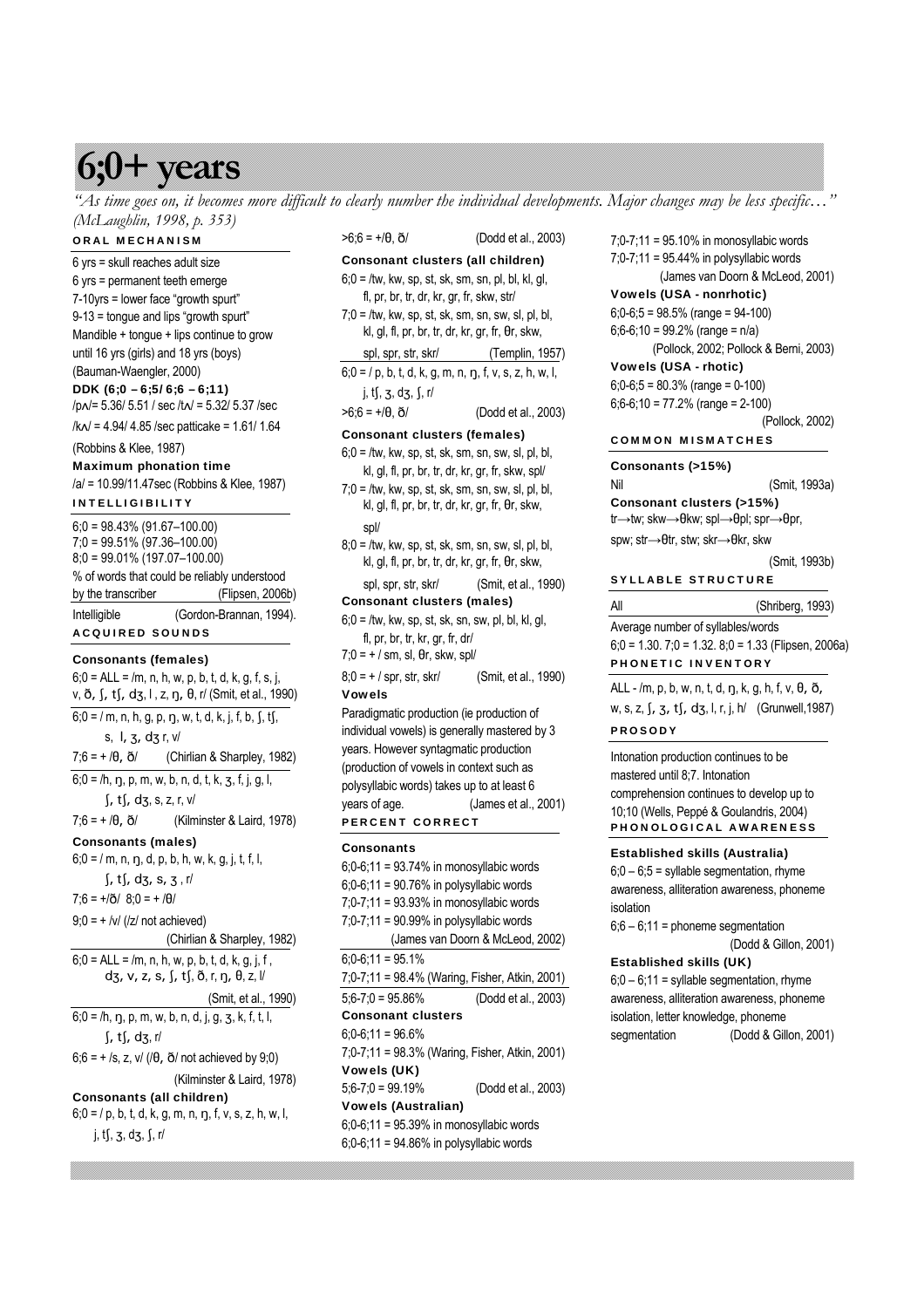# 6;0+ years

*"As time goes on, it becomes more difficult to clearly number the individual developments. Major changes may be less specific…" (McLaughlin, 1998, p. 353)*

## ORAL MECHANISM

6 yrs = skull reaches adult size
6 yrs = permanent teeth emerge
7-10yrs = lower face "growth spurt"
9-13 = tongue and lips "growth spurt"
Mandible + tongue + lips continue to grow until 16 yrs (girls) and 18 yrs (boys)
(Bauman-Waengler, 2000)

**DDK (6;0 – 6;5/ 6;6 – 6;11)**

/pʌ/= 5.36/ 5.51 / sec /tʌ/ = 5.32/ 5.37 /sec
/kʌ/ = 4.94/ 4.85 /sec patticake = 1.61/ 1.64
(Robbins & Klee, 1987)

**Maximum phonation time**

/a/ = 10.99/11.47sec (Robbins & Klee, 1987)

## INTELLIGIBILITY

6;0 = 98.43% (91.67–100.00)
7;0 = 99.51% (97.36–100.00)
8;0 = 99.01% (197.07–100.00)
% of words that could be reliably understood by the transcriber (Flipsen, 2006b)

Intelligible (Gordon-Brannan, 1994).

## ACQUIRED SOUNDS

**Consonants (females)**

6;0 = ALL = /m, n, h, w, p, b, t, d, k, g, f, s, j, v, ð, ʃ, tʃ, dʒ, l , z, ŋ, θ, r/ (Smit, et al., 1990)

6;0 = / m, n, h, g, p, ŋ, w, t, d, k, j, f, b, ʃ, tʃ, s, l, ʒ, dʒ r, v/
7;6 = + /θ, ð/ (Chirlian & Sharpley, 1982)

6;0 = /h, ŋ, p, m, w, b, n, d, t, k, ʒ, f, j, g, l, ʃ, tʃ, dʒ, s, z, r, v/
7;6 = + /θ, ð/ (Kilminster & Laird, 1978)

**Consonants (males)**

6;0 = / m, n, ŋ, d, p, b, h, w, k, g, j, t, f, l, ʃ, tʃ, dʒ, s, ʒ , r/
7;6 = +/ð/ 8;0 = + /θ/
9;0 = + /v/ (/z/ not achieved)
(Chirlian & Sharpley, 1982)

6;0 = ALL = /m, n, h, w, p, b, t, d, k, g, j, f , dʒ, v, z, s, ʃ, tʃ, ð, r, ŋ, θ, z, l/
(Smit, et al., 1990)

6;0 = /h, ŋ, p, m, w, b, n, d, j, g, ʒ, k, f, t, l, ʃ, tʃ, dʒ, r/
6;6 = + /s, z, v/ (/θ, ð/ not achieved by 9;0)
(Kilminster & Laird, 1978)

**Consonants (all children)**

6;0 = / p, b, t, d, k, g, m, n, ŋ, f, v, s, z, h, w, l, j, tʃ, ʒ, dʒ, ʃ, r/
>6;6 = +/θ, ð/ (Dodd et al., 2003)

**Consonant clusters (all children)**

6;0 = /tw, kw, sp, st, sk, sm, sn, pl, bl, kl, gl, fl, pr, br, tr, dr, kr, gr, fr, skw, str/
7;0 = /tw, kw, sp, st, sk, sm, sn, sw, sl, pl, bl, kl, gl, fl, pr, br, tr, dr, kr, gr, fr, θr, skw, spl, spr, str, skr/ (Templin, 1957)

6;0 = / p, b, t, d, k, g, m, n, ŋ, f, v, s, z, h, w, l, j, tʃ, ʒ, dʒ, ʃ, r/
>6;6 = +/θ, ð/ (Dodd et al., 2003)

**Consonant clusters (females)**

6;0 = /tw, kw, sp, st, sk, sm, sn, sw, sl, pl, bl, kl, gl, fl, pr, br, tr, dr, kr, gr, fr, skw, spl/
7;0 = /tw, kw, sp, st, sk, sm, sn, sw, sl, pl, bl, kl, gl, fl, pr, br, tr, dr, kr, gr, fr, θr, skw, spl/
8;0 = /tw, kw, sp, st, sk, sm, sn, sw, sl, pl, bl, kl, gl, fl, pr, br, tr, dr, kr, gr, fr, θr, skw, spl, spr, str, skr/ (Smit, et al., 1990)

**Consonant clusters (males)**

6;0 = /tw, kw, sp, st, sk, sn, sw, pl, bl, kl, gl, fl, pr, br, tr, kr, gr, fr, dr/
7;0 = + / sm, sl, θr, skw, spl/
8;0 = + / spr, str, skr/ (Smit, et al., 1990)

**Vowels**

Paradigmatic production (ie production of individual vowels) is generally mastered by 3 years. However syntagmatic production (production of vowels in context such as polysyllabic words) takes up to at least 6 years of age. (James et al., 2001)

## PERCENT CORRECT

**Consonants**

6;0-6;11 = 93.74% in monosyllabic words
6;0-6;11 = 90.76% in polysyllabic words
7;0-7;11 = 93.93% in monosyllabic words
7;0-7;11 = 90.99% in polysyllabic words
(James van Doorn & McLeod, 2002)

6;0-6;11 = 95.1%
7;0-7;11 = 98.4% (Waring, Fisher, Atkin, 2001)

5;6-7;0 = 95.86% (Dodd et al., 2003)

**Consonant clusters**

6;0-6;11 = 96.6%
7;0-7;11 = 98.3% (Waring, Fisher, Atkin, 2001)

**Vowels (UK)**

5;6-7;0 = 99.19% (Dodd et al., 2003)

**Vowels (Australian)**

6;0-6;11 = 95.39% in monosyllabic words
6;0-6;11 = 94.86% in polysyllabic words
7;0-7;11 = 95.10% in monosyllabic words
7;0-7;11 = 95.44% in polysyllabic words
(James van Doorn & McLeod, 2001)

**Vowels (USA - nonrhotic)**

6;0-6;5 = 98.5% (range = 94-100)
6;6-6;10 = 99.2% (range = n/a)
(Pollock, 2002; Pollock & Berni, 2003)

**Vowels (USA - rhotic)**

6;0-6;5 = 80.3% (range = 0-100)
6;6-6;10 = 77.2% (range = 2-100)
(Pollock, 2002)

## COMMON MISMATCHES

**Consonants (>15%)**

Nil (Smit, 1993a)

**Consonant clusters (>15%)**

tr→tw; skw→θkw; spl→θpl; spr→θpr, spw; str→θtr, stw; skr→θkr, skw
(Smit, 1993b)

## SYLLABLE STRUCTURE

All (Shriberg, 1993)

Average number of syllables/words
6;0 = 1.30. 7;0 = 1.32. 8;0 = 1.33 (Flipsen, 2006a)

## PHONETIC INVENTORY

ALL - /m, p, b, w, n, t, d, ŋ, k, g, h, f, v, θ, ð, w, s, z, ʃ, ʒ, tʃ, dʒ, l, r, j, h/ (Grunwell,1987)

## PROSODY

Intonation production continues to be mastered until 8;7. Intonation comprehension continues to develop up to 10;10 (Wells, Peppé & Goulandris, 2004)

## PHONOLOGICAL AWARENESS

**Established skills (Australia)**

6;0 – 6;5 = syllable segmentation, rhyme awareness, alliteration awareness, phoneme isolation
6;6 – 6;11 = phoneme segmentation
(Dodd & Gillon, 2001)

**Established skills (UK)**

6;0 – 6;11 = syllable segmentation, rhyme awareness, alliteration awareness, phoneme isolation, letter knowledge, phoneme segmentation (Dodd & Gillon, 2001)